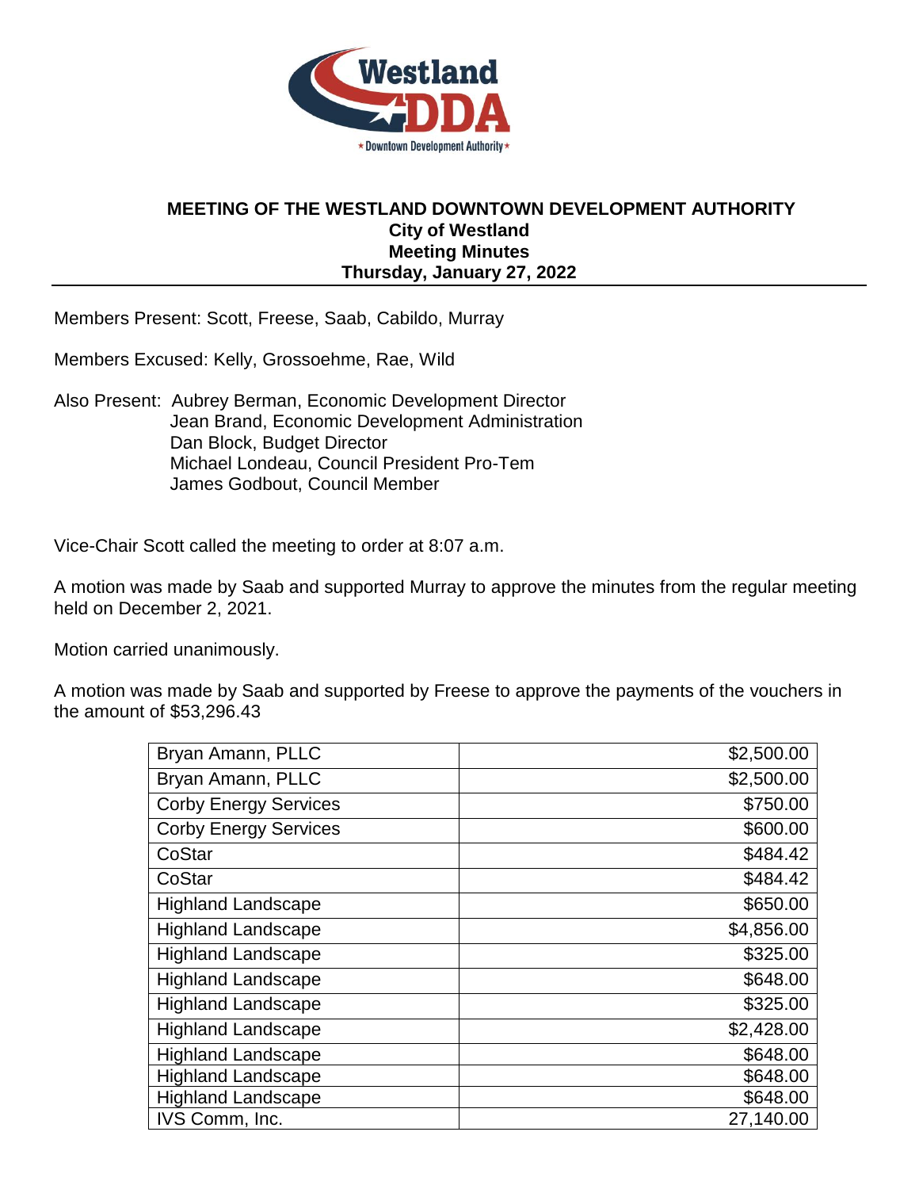# MEETING OF THE WESTLAND DOWNTOWN DEVELOPMENT AUTHORITY

**City of Westland**
**Meeting Minutes**
**Thursday, January 27, 2022**

---

Members Present: Scott, Freese, Saab, Cabildo, Murray

Members Excused: Kelly, Grossoehme, Rae, Wild

Also Present: Aubrey Berman, Economic Development Director
Jean Brand, Economic Development Administration
Dan Block, Budget Director
Michael Londeau, Council President Pro-Tem
James Godbout, Council Member

Vice-Chair Scott called the meeting to order at 8:07 a.m.

A motion was made by Saab and supported Murray to approve the minutes from the regular meeting held on December 2, 2021.

Motion carried unanimously.

A motion was made by Saab and supported by Freese to approve the payments of the vouchers in the amount of $53,296.43

| | |
|---|---:|
| Bryan Amann, PLLC | $2,500.00 |
| Bryan Amann, PLLC | $2,500.00 |
| Corby Energy Services | $750.00 |
| Corby Energy Services | $600.00 |
| CoStar | $484.42 |
| CoStar | $484.42 |
| Highland Landscape | $650.00 |
| Highland Landscape | $4,856.00 |
| Highland Landscape | $325.00 |
| Highland Landscape | $648.00 |
| Highland Landscape | $325.00 |
| Highland Landscape | $2,428.00 |
| Highland Landscape | $648.00 |
| Highland Landscape | $648.00 |
| Highland Landscape | $648.00 |
| IVS Comm, Inc. | 27,140.00 |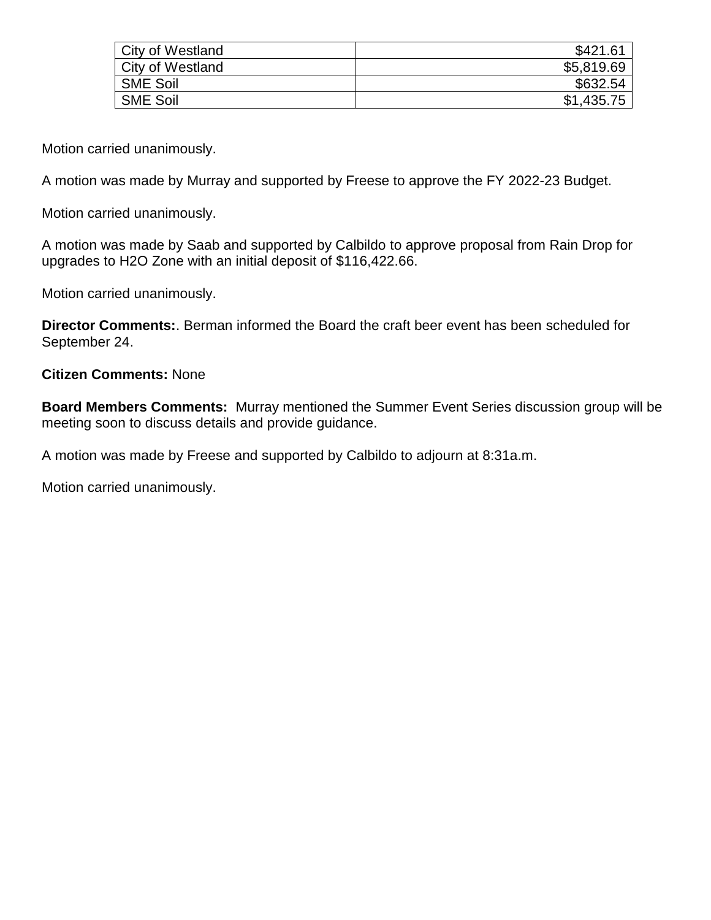| | |
|---|---|
| City of Westland | $421.61 |
| City of Westland | $5,819.69 |
| SME Soil | $632.54 |
| SME Soil | $1,435.75 |

Motion carried unanimously.

A motion was made by Murray and supported by Freese to approve the FY 2022-23 Budget.

Motion carried unanimously.

A motion was made by Saab and supported by Calbildo to approve proposal from Rain Drop for upgrades to H2O Zone with an initial deposit of $116,422.66.

Motion carried unanimously.

**Director Comments:**. Berman informed the Board the craft beer event has been scheduled for September 24.

**Citizen Comments:** None

**Board Members Comments:** Murray mentioned the Summer Event Series discussion group will be meeting soon to discuss details and provide guidance.

A motion was made by Freese and supported by Calbildo to adjourn at 8:31a.m.

Motion carried unanimously.